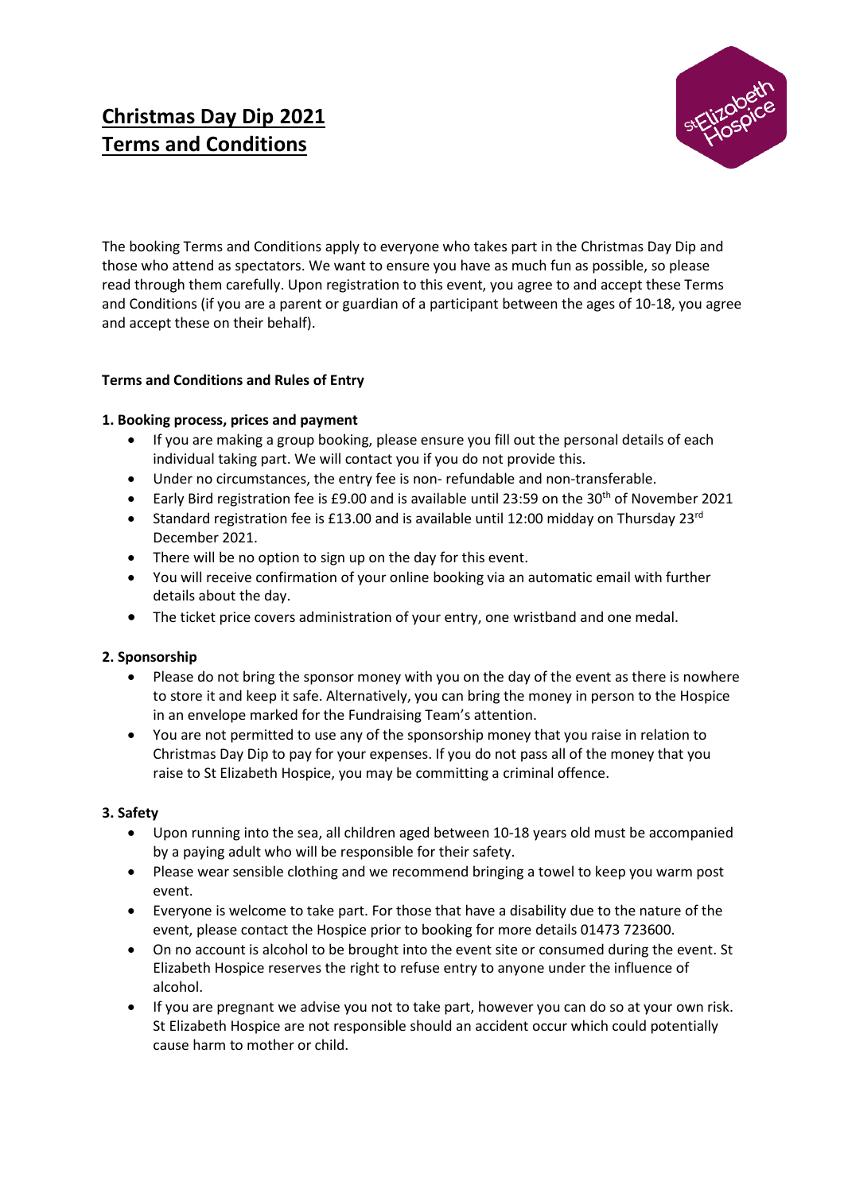# Christmas Day Dip 2021
# Terms and Conditions

The booking Terms and Conditions apply to everyone who takes part in the Christmas Day Dip and those who attend as spectators. We want to ensure you have as much fun as possible, so please read through them carefully. Upon registration to this event, you agree to and accept these Terms and Conditions (if you are a parent or guardian of a participant between the ages of 10-18, you agree and accept these on their behalf).

**Terms and Conditions and Rules of Entry**

**1. Booking process, prices and payment**

- If you are making a group booking, please ensure you fill out the personal details of each individual taking part. We will contact you if you do not provide this.
- Under no circumstances, the entry fee is non- refundable and non-transferable.
- Early Bird registration fee is £9.00 and is available until 23:59 on the 30th of November 2021
- Standard registration fee is £13.00 and is available until 12:00 midday on Thursday 23rd December 2021.
- There will be no option to sign up on the day for this event.
- You will receive confirmation of your online booking via an automatic email with further details about the day.
- The ticket price covers administration of your entry, one wristband and one medal.

**2. Sponsorship**

- Please do not bring the sponsor money with you on the day of the event as there is nowhere to store it and keep it safe. Alternatively, you can bring the money in person to the Hospice in an envelope marked for the Fundraising Team's attention.
- You are not permitted to use any of the sponsorship money that you raise in relation to Christmas Day Dip to pay for your expenses. If you do not pass all of the money that you raise to St Elizabeth Hospice, you may be committing a criminal offence.

**3. Safety**

- Upon running into the sea, all children aged between 10-18 years old must be accompanied by a paying adult who will be responsible for their safety.
- Please wear sensible clothing and we recommend bringing a towel to keep you warm post event.
- Everyone is welcome to take part. For those that have a disability due to the nature of the event, please contact the Hospice prior to booking for more details 01473 723600.
- On no account is alcohol to be brought into the event site or consumed during the event. St Elizabeth Hospice reserves the right to refuse entry to anyone under the influence of alcohol.
- If you are pregnant we advise you not to take part, however you can do so at your own risk. St Elizabeth Hospice are not responsible should an accident occur which could potentially cause harm to mother or child.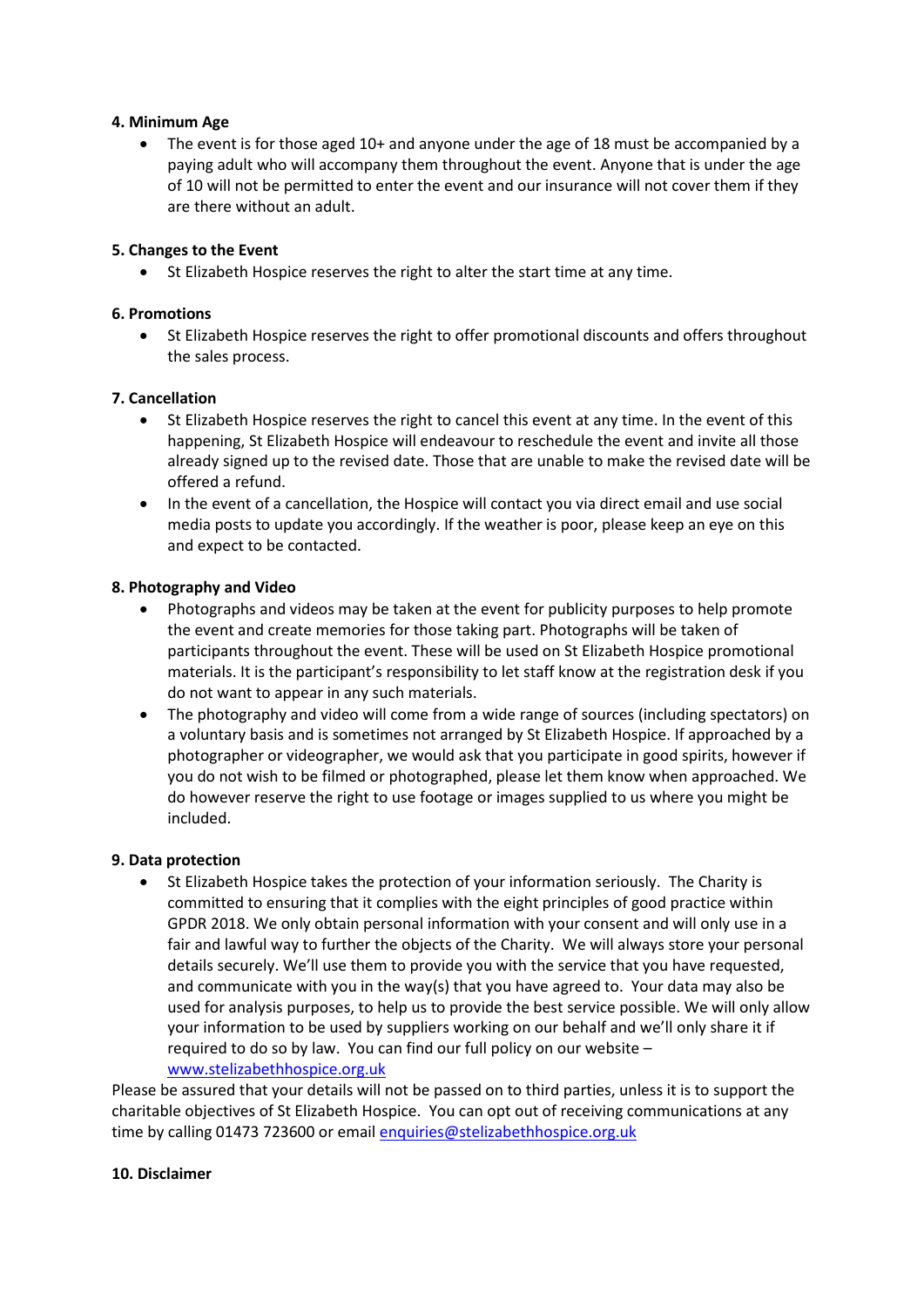**4. Minimum Age**

- The event is for those aged 10+ and anyone under the age of 18 must be accompanied by a paying adult who will accompany them throughout the event. Anyone that is under the age of 10 will not be permitted to enter the event and our insurance will not cover them if they are there without an adult.

**5. Changes to the Event**

- St Elizabeth Hospice reserves the right to alter the start time at any time.

**6. Promotions**

- St Elizabeth Hospice reserves the right to offer promotional discounts and offers throughout the sales process.

**7. Cancellation**

- St Elizabeth Hospice reserves the right to cancel this event at any time. In the event of this happening, St Elizabeth Hospice will endeavour to reschedule the event and invite all those already signed up to the revised date. Those that are unable to make the revised date will be offered a refund.
- In the event of a cancellation, the Hospice will contact you via direct email and use social media posts to update you accordingly. If the weather is poor, please keep an eye on this and expect to be contacted.

**8. Photography and Video**

- Photographs and videos may be taken at the event for publicity purposes to help promote the event and create memories for those taking part. Photographs will be taken of participants throughout the event. These will be used on St Elizabeth Hospice promotional materials. It is the participant's responsibility to let staff know at the registration desk if you do not want to appear in any such materials.
- The photography and video will come from a wide range of sources (including spectators) on a voluntary basis and is sometimes not arranged by St Elizabeth Hospice. If approached by a photographer or videographer, we would ask that you participate in good spirits, however if you do not wish to be filmed or photographed, please let them know when approached. We do however reserve the right to use footage or images supplied to us where you might be included.

**9. Data protection**

- St Elizabeth Hospice takes the protection of your information seriously. The Charity is committed to ensuring that it complies with the eight principles of good practice within GPDR 2018. We only obtain personal information with your consent and will only use in a fair and lawful way to further the objects of the Charity. We will always store your personal details securely. We'll use them to provide you with the service that you have requested, and communicate with you in the way(s) that you have agreed to. Your data may also be used for analysis purposes, to help us to provide the best service possible. We will only allow your information to be used by suppliers working on our behalf and we'll only share it if required to do so by law. You can find our full policy on our website – [www.stelizabethhospice.org.uk](www.stelizabethhospice.org.uk)

Please be assured that your details will not be passed on to third parties, unless it is to support the charitable objectives of St Elizabeth Hospice. You can opt out of receiving communications at any time by calling 01473 723600 or email [enquiries@stelizabethhospice.org.uk](mailto:enquiries@stelizabethhospice.org.uk)

**10. Disclaimer**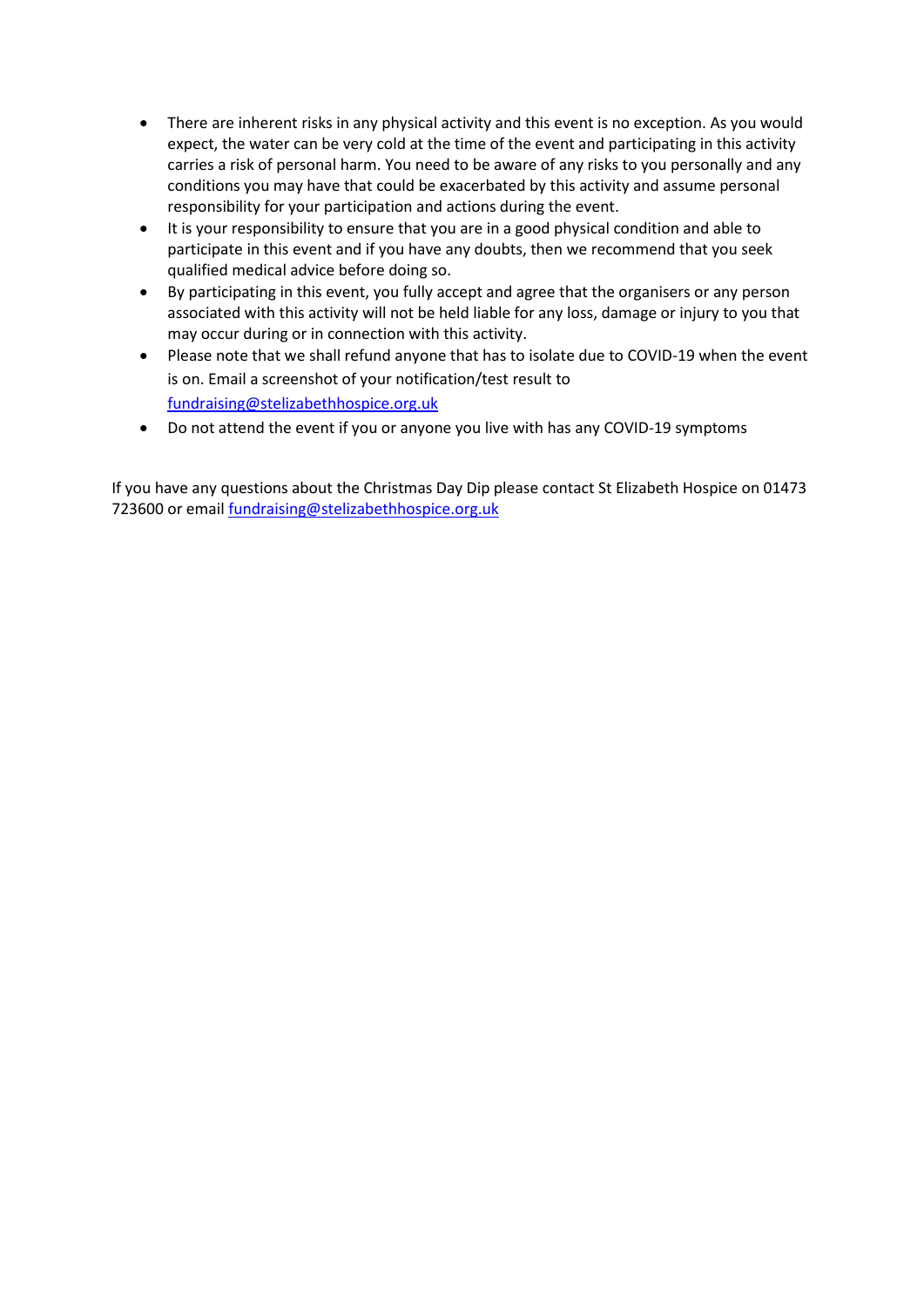- There are inherent risks in any physical activity and this event is no exception. As you would expect, the water can be very cold at the time of the event and participating in this activity carries a risk of personal harm. You need to be aware of any risks to you personally and any conditions you may have that could be exacerbated by this activity and assume personal responsibility for your participation and actions during the event.
- It is your responsibility to ensure that you are in a good physical condition and able to participate in this event and if you have any doubts, then we recommend that you seek qualified medical advice before doing so.
- By participating in this event, you fully accept and agree that the organisers or any person associated with this activity will not be held liable for any loss, damage or injury to you that may occur during or in connection with this activity.
- Please note that we shall refund anyone that has to isolate due to COVID-19 when the event is on. Email a screenshot of your notification/test result to fundraising@stelizabethhospice.org.uk
- Do not attend the event if you or anyone you live with has any COVID-19 symptoms

If you have any questions about the Christmas Day Dip please contact St Elizabeth Hospice on 01473 723600 or email fundraising@stelizabethhospice.org.uk